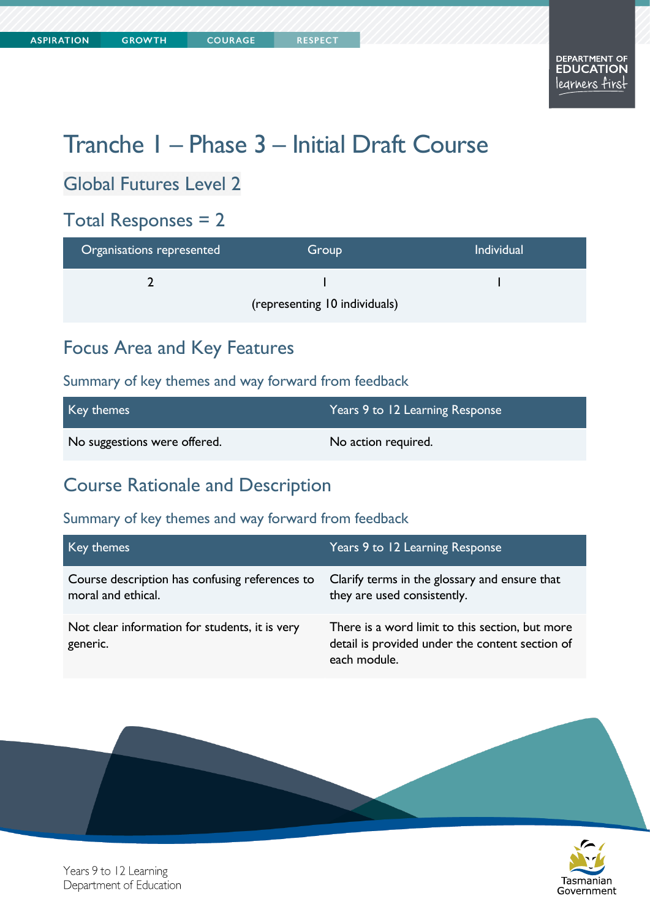# Tranche 1 – Phase 3 – Initial Draft Course

## Global Futures Level 2

## Total Responses = 2

| Organisations represented | Group | Individual |
|---|---|---|
| 2 | 1 (representing 10 individuals) | 1 |

## Focus Area and Key Features

### Summary of key themes and way forward from feedback

| Key themes | Years 9 to 12 Learning Response |
|---|---|
| No suggestions were offered. | No action required. |

## Course Rationale and Description

### Summary of key themes and way forward from feedback

| Key themes | Years 9 to 12 Learning Response |
|---|---|
| Course description has confusing references to moral and ethical. | Clarify terms in the glossary and ensure that they are used consistently. |
| Not clear information for students, it is very generic. | There is a word limit to this section, but more detail is provided under the content section of each module. |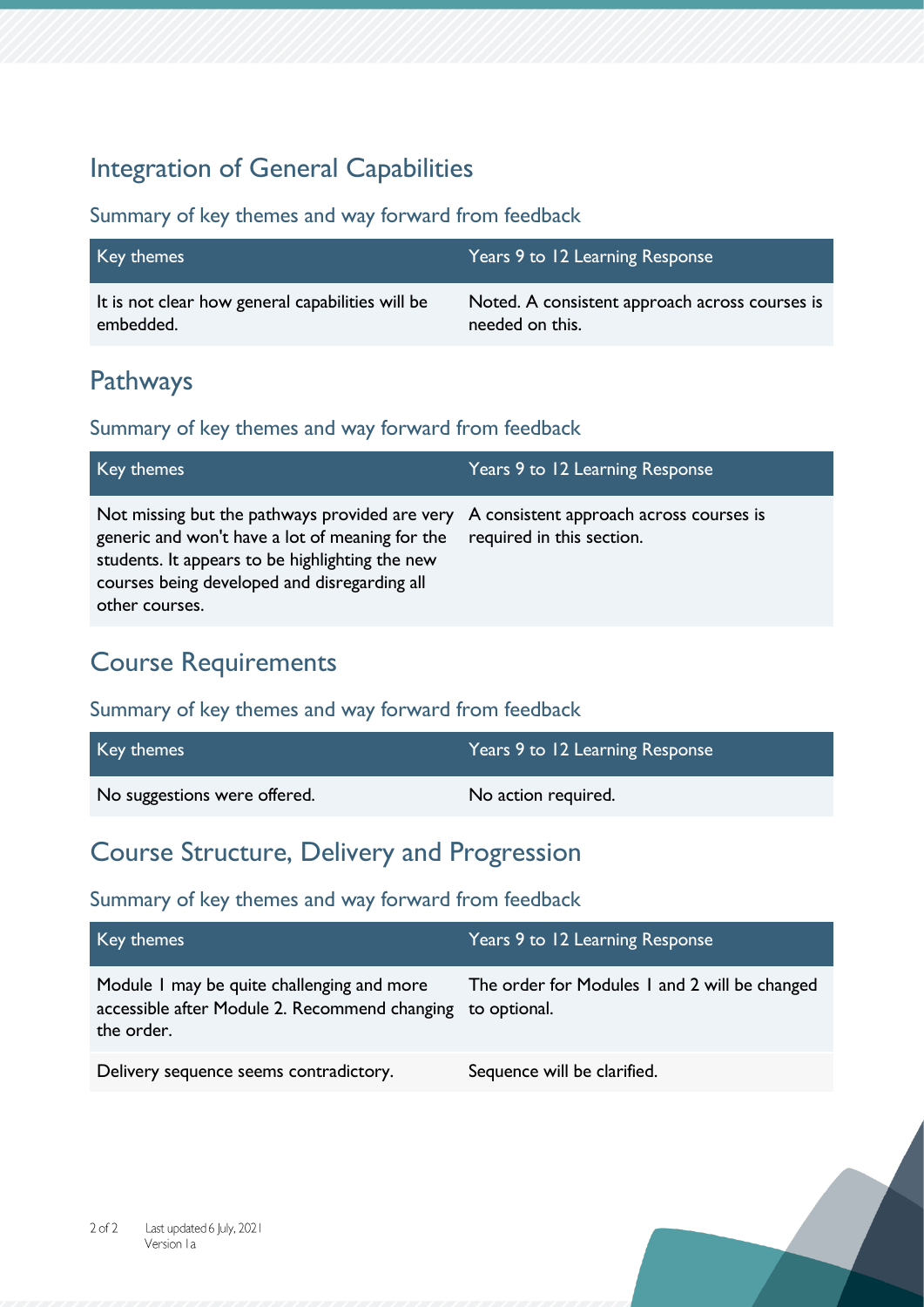## Integration of General Capabilities

### Summary of key themes and way forward from feedback

| Key themes | Years 9 to 12 Learning Response |
|---|---|
| It is not clear how general capabilities will be embedded. | Noted. A consistent approach across courses is needed on this. |

## Pathways

### Summary of key themes and way forward from feedback

| Key themes | Years 9 to 12 Learning Response |
|---|---|
| Not missing but the pathways provided are very generic and won't have a lot of meaning for the students. It appears to be highlighting the new courses being developed and disregarding all other courses. | A consistent approach across courses is required in this section. |

## Course Requirements

### Summary of key themes and way forward from feedback

| Key themes | Years 9 to 12 Learning Response |
|---|---|
| No suggestions were offered. | No action required. |

## Course Structure, Delivery and Progression

### Summary of key themes and way forward from feedback

| Key themes | Years 9 to 12 Learning Response |
|---|---|
| Module 1 may be quite challenging and more accessible after Module 2. Recommend changing the order. | The order for Modules 1 and 2 will be changed to optional. |
| Delivery sequence seems contradictory. | Sequence will be clarified. |

Last updated 6 July, 2021
Version 1a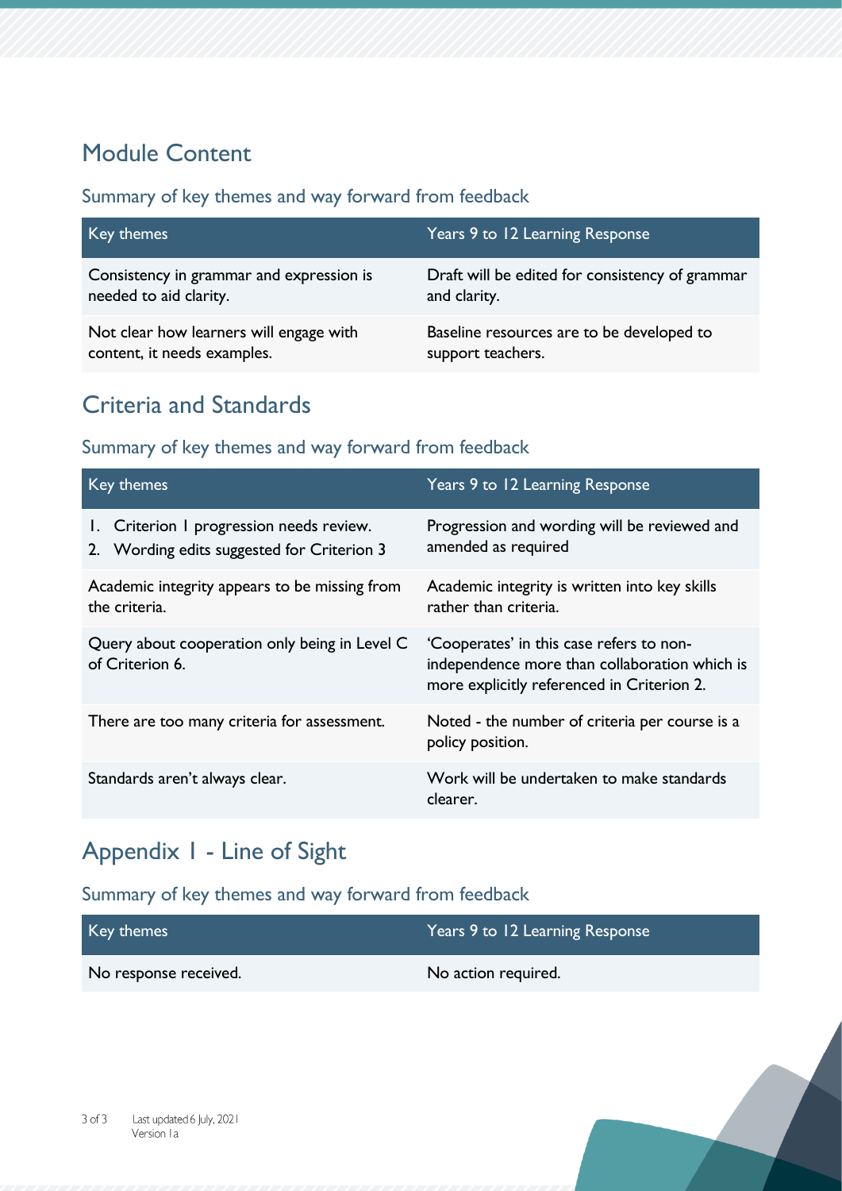## Module Content

### Summary of key themes and way forward from feedback

| Key themes | Years 9 to 12 Learning Response |
|---|---|
| Consistency in grammar and expression is needed to aid clarity. | Draft will be edited for consistency of grammar and clarity. |
| Not clear how learners will engage with content, it needs examples. | Baseline resources are to be developed to support teachers. |

## Criteria and Standards

### Summary of key themes and way forward from feedback

| Key themes | Years 9 to 12 Learning Response |
|---|---|
| 1. Criterion 1 progression needs review. 2. Wording edits suggested for Criterion 3 | Progression and wording will be reviewed and amended as required |
| Academic integrity appears to be missing from the criteria. | Academic integrity is written into key skills rather than criteria. |
| Query about cooperation only being in Level C of Criterion 6. | 'Cooperates' in this case refers to non-independence more than collaboration which is more explicitly referenced in Criterion 2. |
| There are too many criteria for assessment. | Noted - the number of criteria per course is a policy position. |
| Standards aren't always clear. | Work will be undertaken to make standards clearer. |

## Appendix 1 - Line of Sight

### Summary of key themes and way forward from feedback

| Key themes | Years 9 to 12 Learning Response |
|---|---|
| No response received. | No action required. |

Last updated 6 July, 2021
Version 1a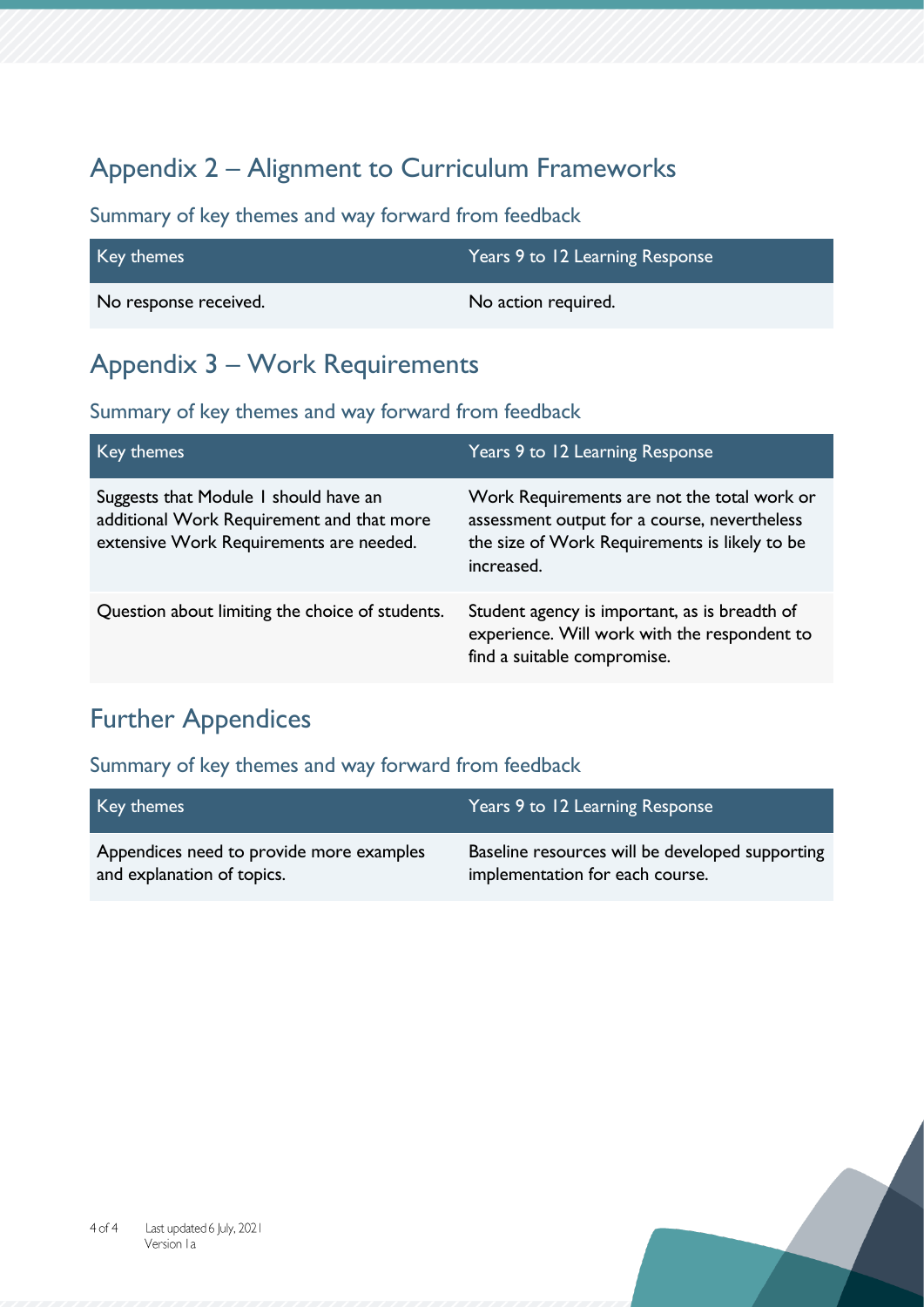## Appendix 2 – Alignment to Curriculum Frameworks

### Summary of key themes and way forward from feedback

| Key themes | Years 9 to 12 Learning Response |
| --- | --- |
| No response received. | No action required. |

## Appendix 3 – Work Requirements

### Summary of key themes and way forward from feedback

| Key themes | Years 9 to 12 Learning Response |
| --- | --- |
| Suggests that Module 1 should have an additional Work Requirement and that more extensive Work Requirements are needed. | Work Requirements are not the total work or assessment output for a course, nevertheless the size of Work Requirements is likely to be increased. |
| Question about limiting the choice of students. | Student agency is important, as is breadth of experience. Will work with the respondent to find a suitable compromise. |

## Further Appendices

### Summary of key themes and way forward from feedback

| Key themes | Years 9 to 12 Learning Response |
| --- | --- |
| Appendices need to provide more examples and explanation of topics. | Baseline resources will be developed supporting implementation for each course. |

Last updated 6 July, 2021
Version 1a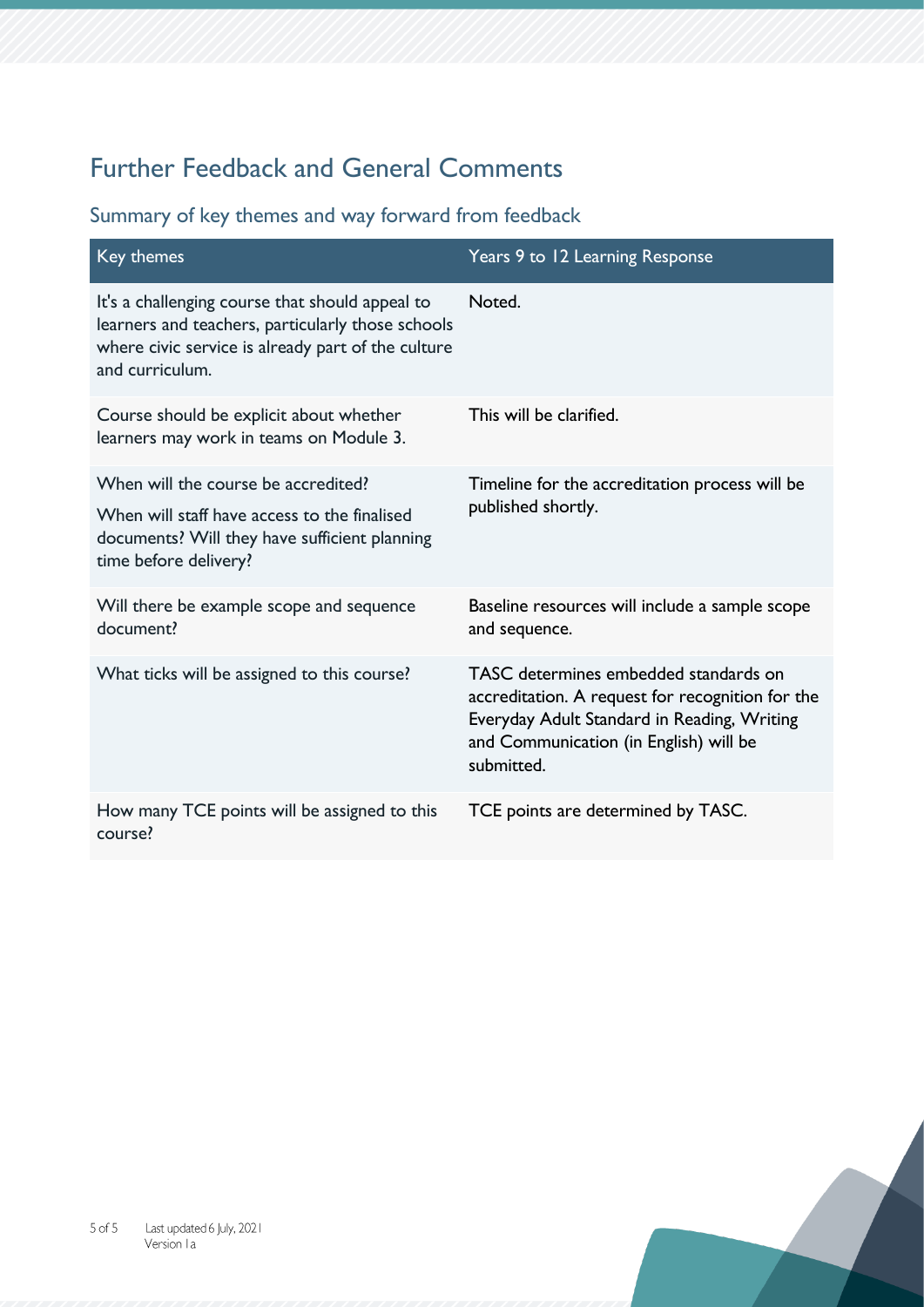## Further Feedback and General Comments

### Summary of key themes and way forward from feedback

| Key themes | Years 9 to 12 Learning Response |
|---|---|
| It's a challenging course that should appeal to learners and teachers, particularly those schools where civic service is already part of the culture and curriculum. | Noted. |
| Course should be explicit about whether learners may work in teams on Module 3. | This will be clarified. |
| When will the course be accredited?<br><br>When will staff have access to the finalised documents? Will they have sufficient planning time before delivery? | Timeline for the accreditation process will be published shortly. |
| Will there be example scope and sequence document? | Baseline resources will include a sample scope and sequence. |
| What ticks will be assigned to this course? | TASC determines embedded standards on accreditation. A request for recognition for the Everyday Adult Standard in Reading, Writing and Communication (in English) will be submitted. |
| How many TCE points will be assigned to this course? | TCE points are determined by TASC. |